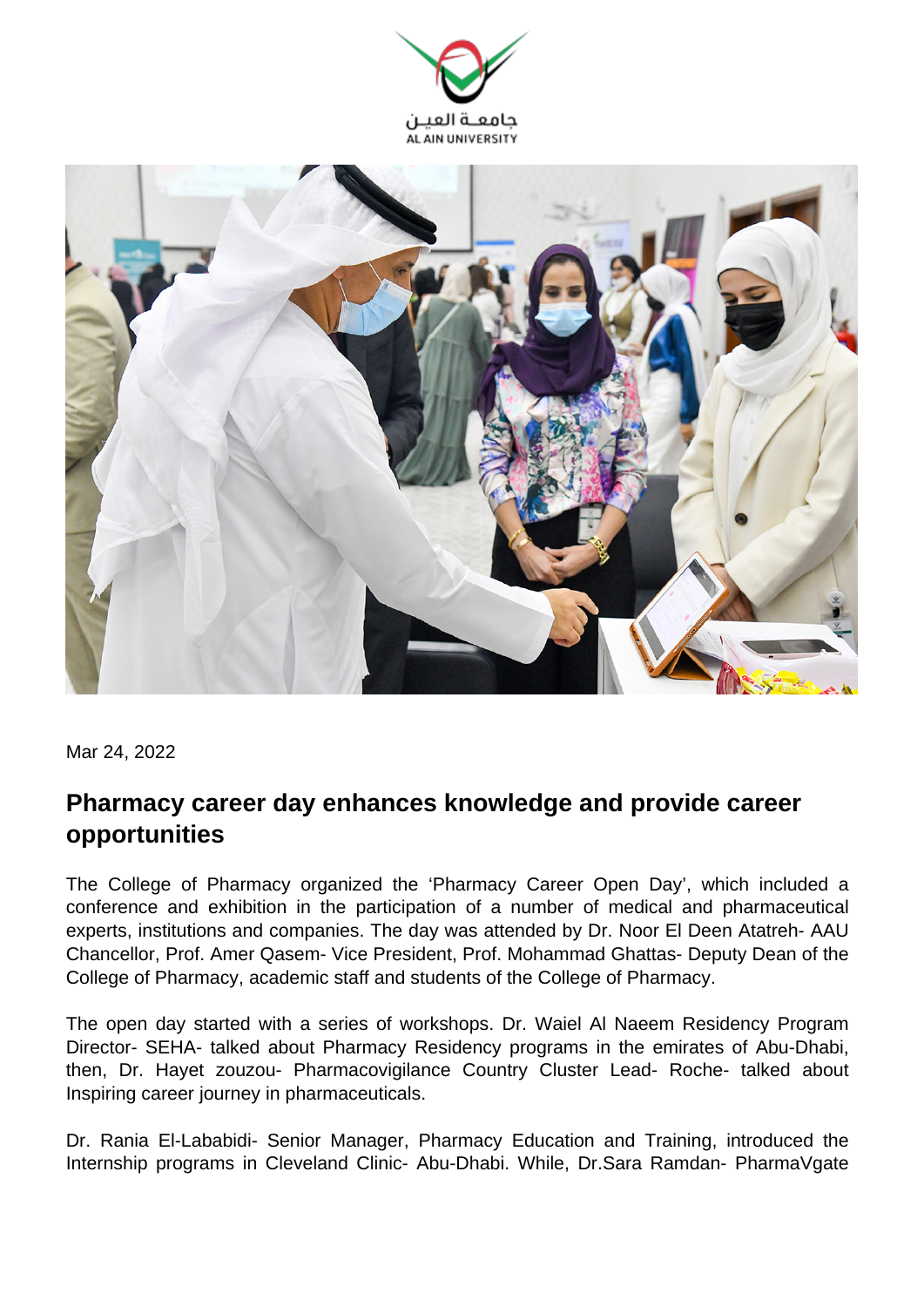Mar 24, 2022

## Pharmacy career day enhances knowledge and provide career opportunities

The College of Pharmacy organized the ‘Pharmacy Career Open Day’, which included a conference and exhibition in the participation of a number of medical and pharmaceutical experts, institutions and companies. The day was attended by Dr. Noor El Deen Atatreh- AAU Chancellor, Prof. Amer Qasem- Vice President, Prof. Mohammad Ghattas- Deputy Dean of the College of Pharmacy, academic staff and students of the College of Pharmacy.

The open day started with a series of workshops. Dr. Waiel Al Naeem Residency Program Director- SEHA- talked about Pharmacy Residency programs in the emirates of Abu-Dhabi, then, Dr. Hayet zouzou- Pharmacovigilance Country Cluster Lead- Roche- talked about Inspiring career journey in pharmaceuticals.

Dr. Rania El-Lababidi- Senior Manager, Pharmacy Education and Training, introduced the Internship programs in Cleveland Clinic- Abu-Dhabi. While, Dr.Sara Ramdan- PharmaVgate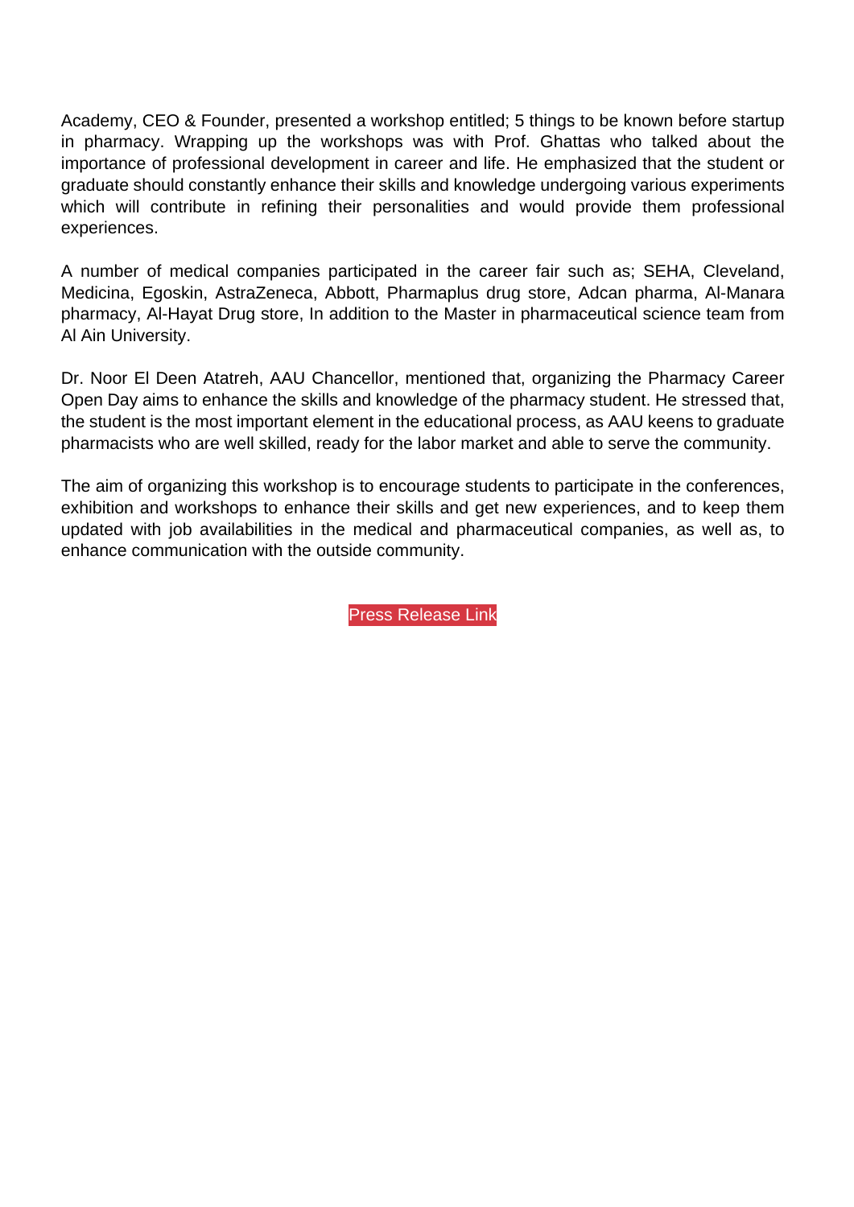Academy, CEO & Founder, presented a workshop entitled; 5 things to be known before startup in pharmacy. Wrapping up the workshops was with Prof. Ghattas who talked about the importance of professional development in career and life. He emphasized that the student or graduate should constantly enhance their skills and knowledge undergoing various experiments which will contribute in refining their personalities and would provide them professional experiences.

A number of medical companies participated in the career fair such as; SEHA, Cleveland, Medicina, Egoskin, AstraZeneca, Abbott, Pharmaplus drug store, Adcan pharma, Al-Manara pharmacy, Al-Hayat Drug store, In addition to the Master in pharmaceutical science team from Al Ain University.

Dr. Noor El Deen Atatreh, AAU Chancellor, mentioned that, organizing the Pharmacy Career Open Day aims to enhance the skills and knowledge of the pharmacy student. He stressed that, the student is the most important element in the educational process, as AAU keens to graduate pharmacists who are well skilled, ready for the labor market and able to serve the community.

The aim of organizing this workshop is to encourage students to participate in the conferences, exhibition and workshops to enhance their skills and get new experiences, and to keep them updated with job availabilities in the medical and pharmaceutical companies, as well as, to enhance communication with the outside community.

Press Release Link